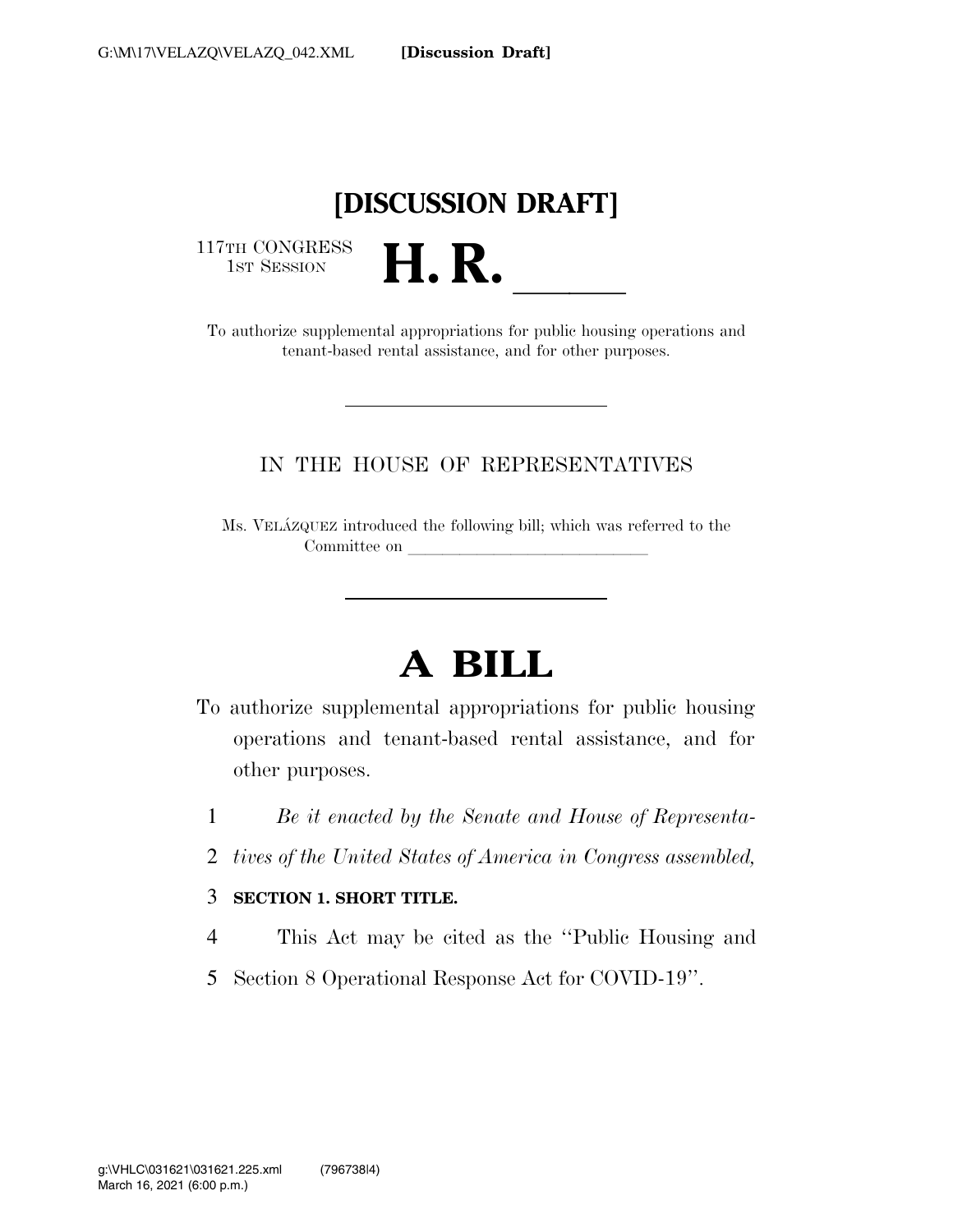# [DISCUSSION DRAFT]

117TH CONGRESS
1ST SESSION

# H. R. \_\_\_\_\_\_

To authorize supplemental appropriations for public housing operations and tenant-based rental assistance, and for other purposes.

---

IN THE HOUSE OF REPRESENTATIVES

Ms. VELÁZQUEZ introduced the following bill; which was referred to the Committee on \_\_\_\_\_\_\_\_\_\_\_\_\_\_\_\_\_\_\_\_\_\_\_\_\_\_\_\_

---

# A BILL

To authorize supplemental appropriations for public housing operations and tenant-based rental assistance, and for other purposes.

1 *Be it enacted by the Senate and House of Representa-*
2 *tives of the United States of America in Congress assembled,*

3 **SECTION 1. SHORT TITLE.**

4 This Act may be cited as the "Public Housing and
5 Section 8 Operational Response Act for COVID-19".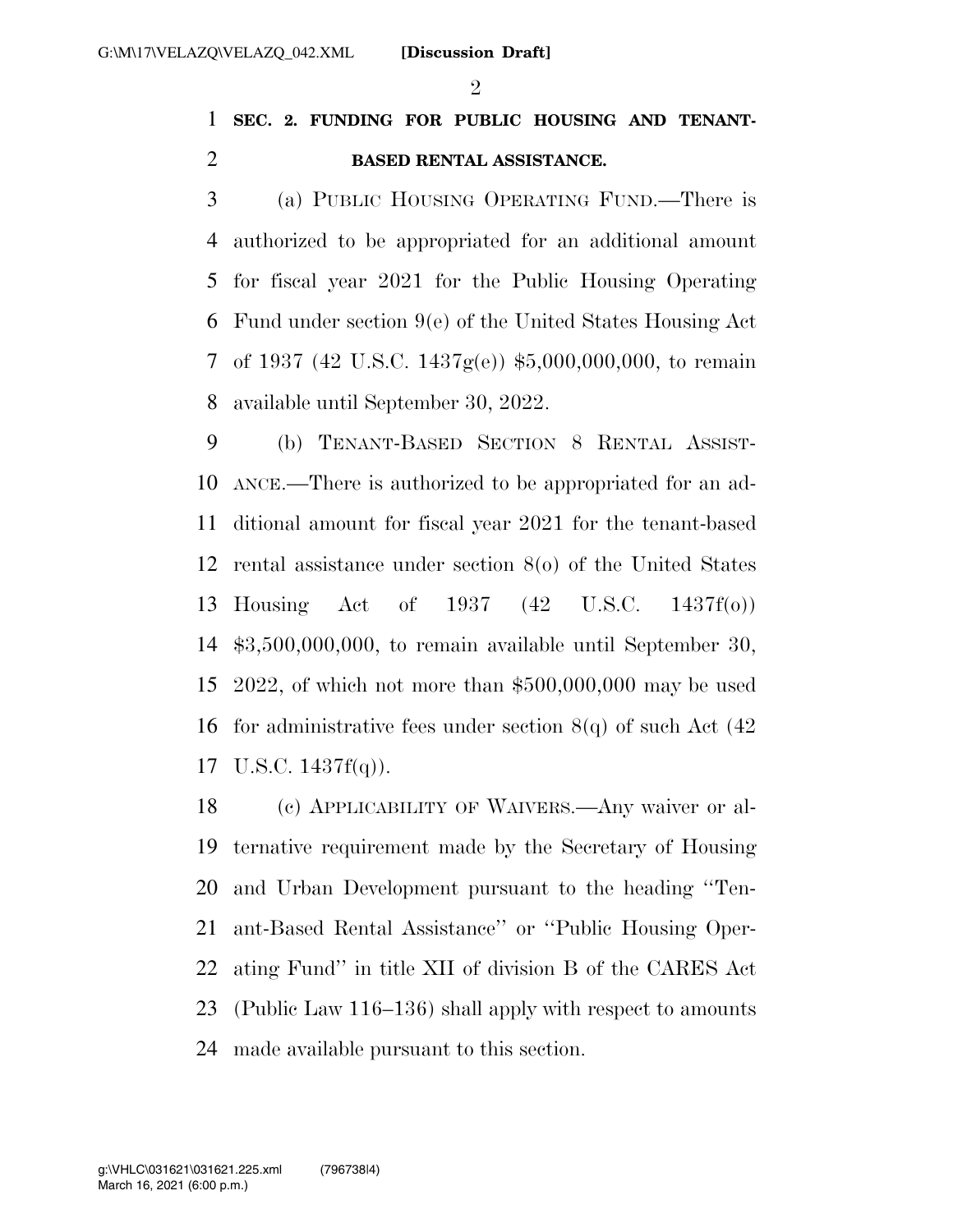**SEC. 2. FUNDING FOR PUBLIC HOUSING AND TENANT-BASED RENTAL ASSISTANCE.**

(a) PUBLIC HOUSING OPERATING FUND.—There is authorized to be appropriated for an additional amount for fiscal year 2021 for the Public Housing Operating Fund under section 9(e) of the United States Housing Act of 1937 (42 U.S.C. 1437g(e)) $5,000,000,000, to remain available until September 30, 2022.

(b) TENANT-BASED SECTION 8 RENTAL ASSISTANCE.—There is authorized to be appropriated for an additional amount for fiscal year 2021 for the tenant-based rental assistance under section 8(o) of the United States Housing Act of 1937 (42 U.S.C. 1437f(o)) $3,500,000,000, to remain available until September 30, 2022, of which not more than $500,000,000 may be used for administrative fees under section 8(q) of such Act (42 U.S.C. 1437f(q)).

(c) APPLICABILITY OF WAIVERS.—Any waiver or alternative requirement made by the Secretary of Housing and Urban Development pursuant to the heading ''Tenant-Based Rental Assistance'' or ''Public Housing Operating Fund'' in title XII of division B of the CARES Act (Public Law 116–136) shall apply with respect to amounts made available pursuant to this section.